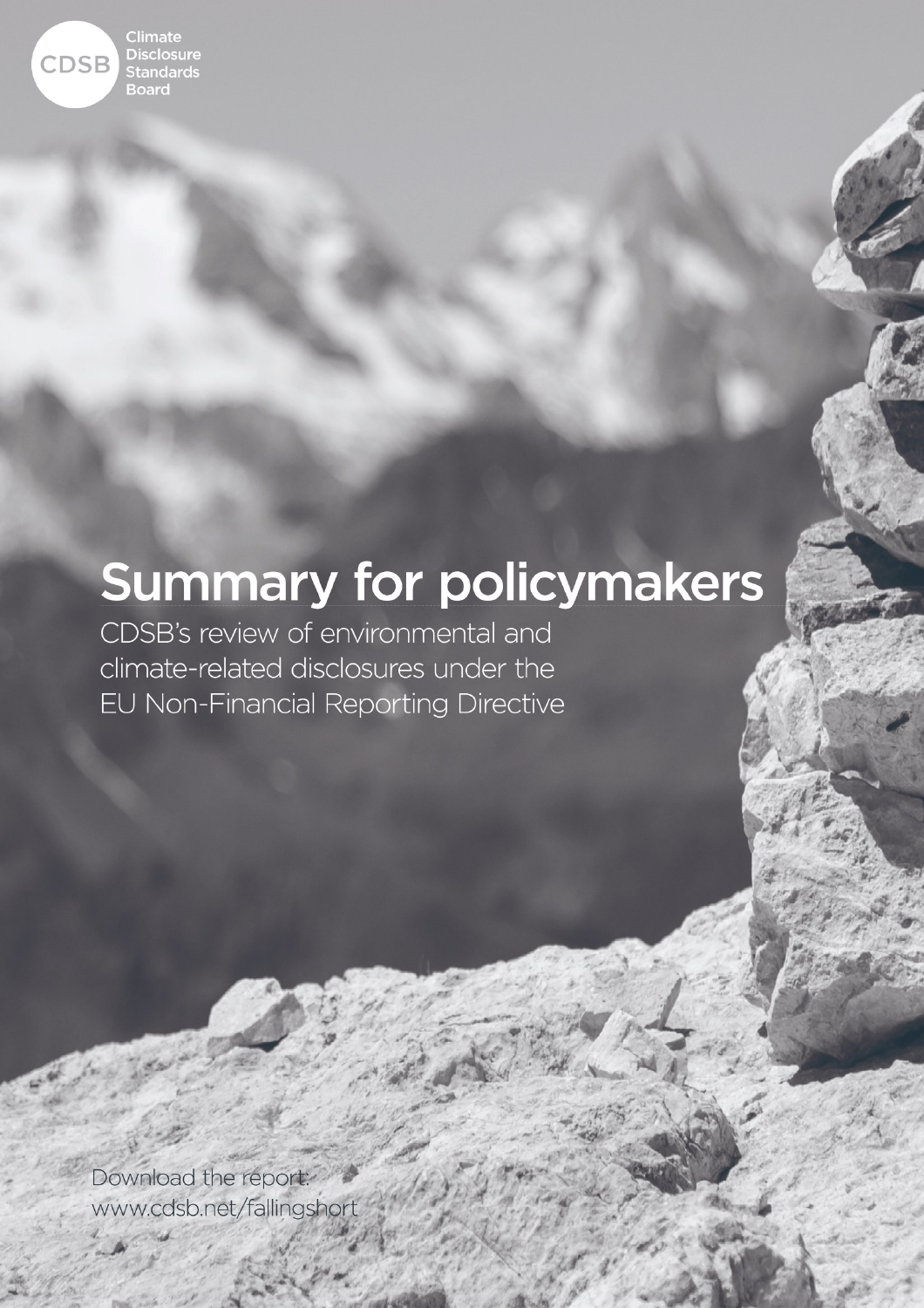CDSB Climate Disclosure Standards Board

# Summary for policymakers

CDSB's review of environmental and climate-related disclosures under the EU Non-Financial Reporting Directive

Download the report: www.cdsb.net/fallingshort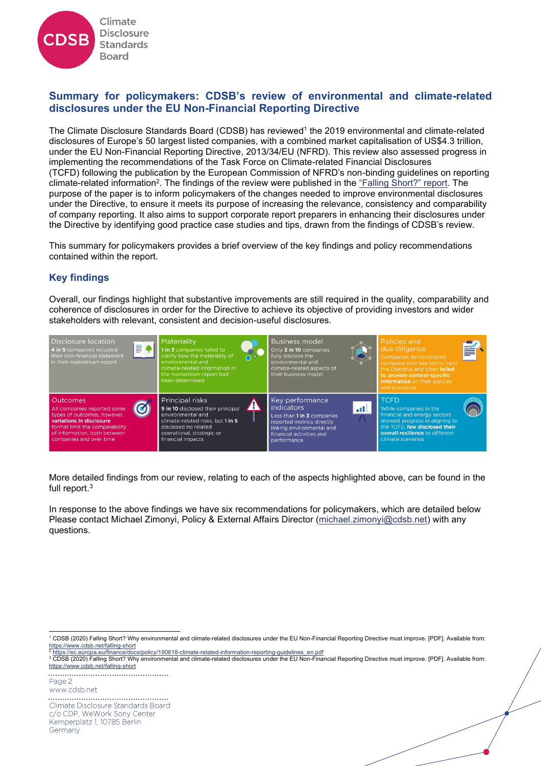## Summary for policymakers: CDSB's review of environmental and climate-related disclosures under the EU Non-Financial Reporting Directive

The Climate Disclosure Standards Board (CDSB) has reviewed[1] the 2019 environmental and climate-related disclosures of Europe's 50 largest listed companies, with a combined market capitalisation of US$4.3 trillion, under the EU Non-Financial Reporting Directive, 2013/34/EU (NFRD). This review also assessed progress in implementing the recommendations of the Task Force on Climate-related Financial Disclosures (TCFD) following the publication by the European Commission of NFRD's non-binding guidelines on reporting climate-related information[2]. The findings of the review were published in the "Falling Short?" report. The purpose of the paper is to inform policymakers of the changes needed to improve environmental disclosures under the Directive, to ensure it meets its purpose of increasing the relevance, consistency and comparability of company reporting. It also aims to support corporate report preparers in enhancing their disclosures under the Directive by identifying good practice case studies and tips, drawn from the findings of CDSB's review.

This summary for policymakers provides a brief overview of the key findings and policy recommendations contained within the report.

### Key findings

Overall, our findings highlight that substantive improvements are still required in the quality, comparability and coherence of disclosures in order for the Directive to achieve its objective of providing investors and wider stakeholders with relevant, consistent and decision-useful disclosures.

| Disclosure location | Materiality | Business model | Policies and due diligence |
|---|---|---|---|
| **4 in 5** companies included their non-financial statement in their mainstream report | **1 in 3** companies failed to clarify how the materiality of environmental and climate-related information in the mainstream report had been determined | Only **3 in 10** companies fully disclose the environmental and climate-related aspects of their business model | Companies demonstrated confusion over key terms from the Directive and often **failed to provide context-specific information** on their policies and processes |

| Outcomes | Principal risks | Key performance indicators | TCFD |
|---|---|---|---|
| All companies reported some types of outcomes, however, **variations in disclosure** format limit the comparability of information, both between companies and over time | **9 in 10** disclosed their principal environmental and climate-related risks, but **1 in 5** disclosed no related operational, strategic or financial impacts | Less than **1 in 3** companies reported metrics directly linking environmental and financial activities and performance | While companies in the financial and energy sectors showed progress in aligning to the TCFD, **few disclosed their overall resilience** to different climate scenarios |

More detailed findings from our review, relating to each of the aspects highlighted above, can be found in the full report.[3]

In response to the above findings we have six recommendations for policymakers, which are detailed below Please contact Michael Zimonyi, Policy & External Affairs Director (michael.zimonyi@cdsb.net) with any questions.

---

[1] CDSB (2020) Falling Short? Why environmental and climate-related disclosures under the EU Non-Financial Reporting Directive must improve. [PDF]. Available from: https://www.cdsb.net/falling-short

[2] https://ec.europa.eu/finance/docs/policy/190618-climate-related-information-reporting-guidelines_en.pdf

[3] CDSB (2020) Falling Short? Why environmental and climate-related disclosures under the EU Non-Financial Reporting Directive must improve. [PDF]. Available from: https://www.cdsb.net/falling-short

Climate Disclosure Standards Board
c/o CDP, WeWork Sony Center
Kemperplatz 1, 10785 Berlin
Germany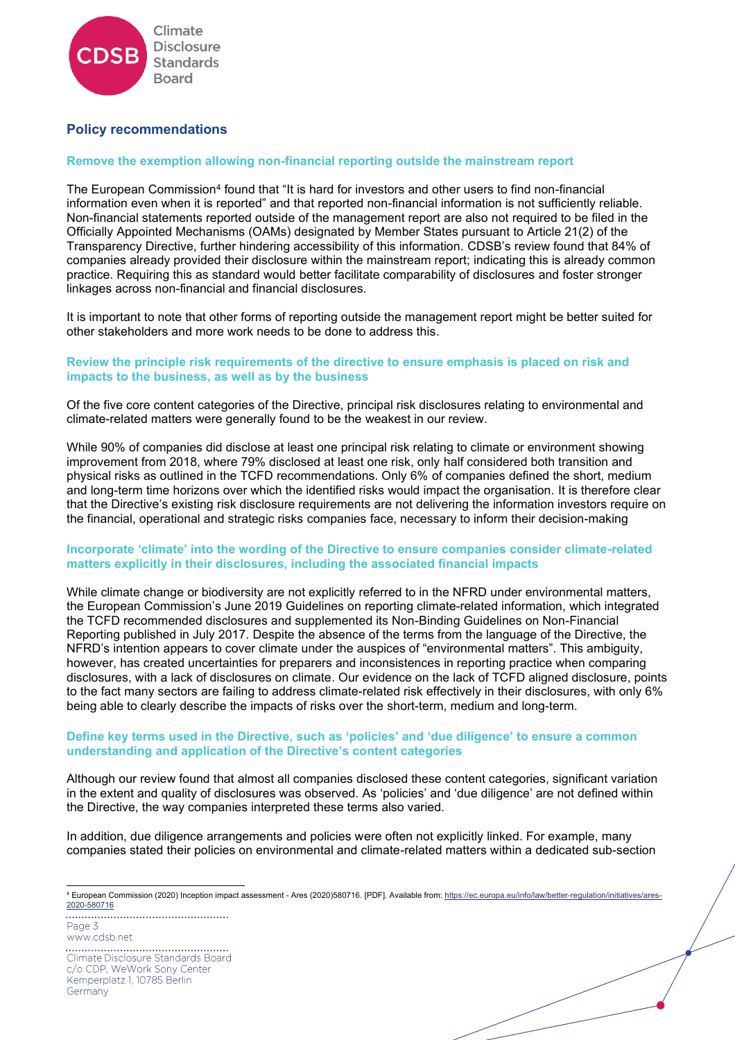## Policy recommendations

### Remove the exemption allowing non-financial reporting outside the mainstream report

The European Commission[4] found that "It is hard for investors and other users to find non-financial information even when it is reported" and that reported non-financial information is not sufficiently reliable. Non-financial statements reported outside of the management report are also not required to be filed in the Officially Appointed Mechanisms (OAMs) designated by Member States pursuant to Article 21(2) of the Transparency Directive, further hindering accessibility of this information. CDSB's review found that 84% of companies already provided their disclosure within the mainstream report; indicating this is already common practice. Requiring this as standard would better facilitate comparability of disclosures and foster stronger linkages across non-financial and financial disclosures.

It is important to note that other forms of reporting outside the management report might be better suited for other stakeholders and more work needs to be done to address this.

### Review the principle risk requirements of the directive to ensure emphasis is placed on risk and impacts to the business, as well as by the business

Of the five core content categories of the Directive, principal risk disclosures relating to environmental and climate-related matters were generally found to be the weakest in our review.

While 90% of companies did disclose at least one principal risk relating to climate or environment showing improvement from 2018, where 79% disclosed at least one risk, only half considered both transition and physical risks as outlined in the TCFD recommendations. Only 6% of companies defined the short, medium and long-term time horizons over which the identified risks would impact the organisation. It is therefore clear that the Directive's existing risk disclosure requirements are not delivering the information investors require on the financial, operational and strategic risks companies face, necessary to inform their decision-making

### Incorporate 'climate' into the wording of the Directive to ensure companies consider climate-related matters explicitly in their disclosures, including the associated financial impacts

While climate change or biodiversity are not explicitly referred to in the NFRD under environmental matters, the European Commission's June 2019 Guidelines on reporting climate-related information, which integrated the TCFD recommended disclosures and supplemented its Non-Binding Guidelines on Non-Financial Reporting published in July 2017. Despite the absence of the terms from the language of the Directive, the NFRD's intention appears to cover climate under the auspices of "environmental matters". This ambiguity, however, has created uncertainties for preparers and inconsistences in reporting practice when comparing disclosures, with a lack of disclosures on climate. Our evidence on the lack of TCFD aligned disclosure, points to the fact many sectors are failing to address climate-related risk effectively in their disclosures, with only 6% being able to clearly describe the impacts of risks over the short-term, medium and long-term.

### Define key terms used in the Directive, such as 'policies' and 'due diligence' to ensure a common understanding and application of the Directive's content categories

Although our review found that almost all companies disclosed these content categories, significant variation in the extent and quality of disclosures was observed. As 'policies' and 'due diligence' are not defined within the Directive, the way companies interpreted these terms also varied.

In addition, due diligence arrangements and policies were often not explicitly linked. For example, many companies stated their policies on environmental and climate-related matters within a dedicated sub-section

---

[4] European Commission (2020) Inception impact assessment - Ares (2020)580716. [PDF]. Available from: https://ec.europa.eu/info/law/better-regulation/initiatives/ares-2020-580716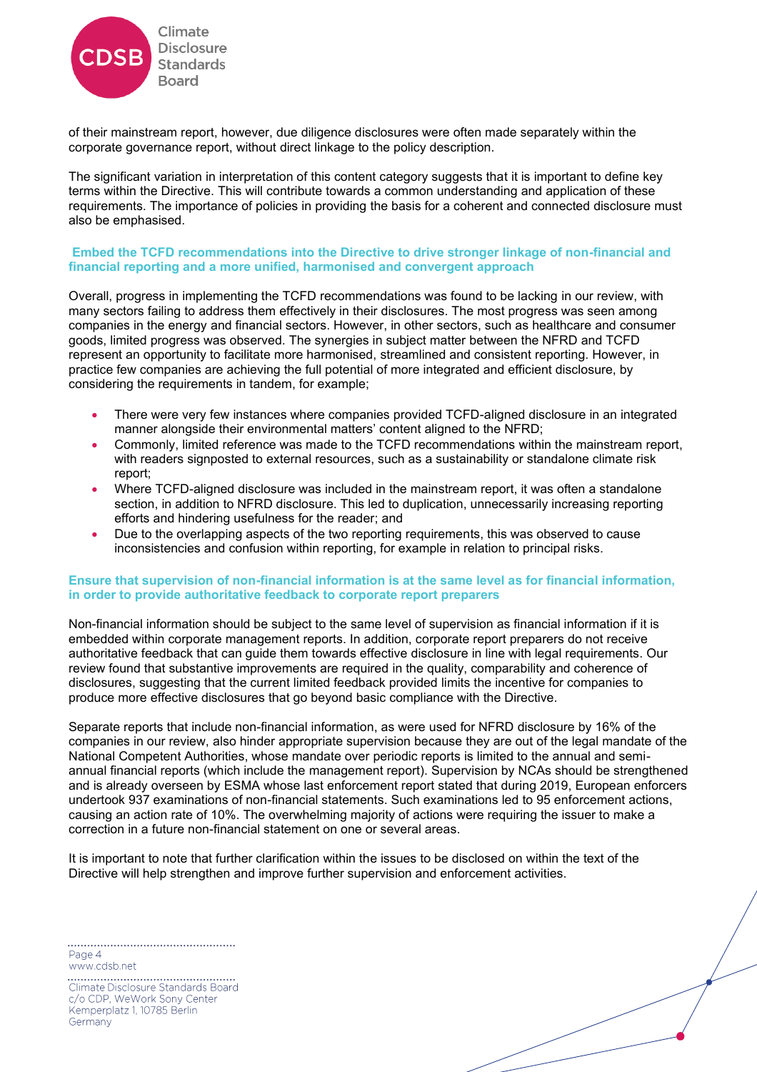of their mainstream report, however, due diligence disclosures were often made separately within the corporate governance report, without direct linkage to the policy description.

The significant variation in interpretation of this content category suggests that it is important to define key terms within the Directive. This will contribute towards a common understanding and application of these requirements. The importance of policies in providing the basis for a coherent and connected disclosure must also be emphasised.

### Embed the TCFD recommendations into the Directive to drive stronger linkage of non-financial and financial reporting and a more unified, harmonised and convergent approach

Overall, progress in implementing the TCFD recommendations was found to be lacking in our review, with many sectors failing to address them effectively in their disclosures. The most progress was seen among companies in the energy and financial sectors. However, in other sectors, such as healthcare and consumer goods, limited progress was observed. The synergies in subject matter between the NFRD and TCFD represent an opportunity to facilitate more harmonised, streamlined and consistent reporting. However, in practice few companies are achieving the full potential of more integrated and efficient disclosure, by considering the requirements in tandem, for example;

- There were very few instances where companies provided TCFD-aligned disclosure in an integrated manner alongside their environmental matters' content aligned to the NFRD;
- Commonly, limited reference was made to the TCFD recommendations within the mainstream report, with readers signposted to external resources, such as a sustainability or standalone climate risk report;
- Where TCFD-aligned disclosure was included in the mainstream report, it was often a standalone section, in addition to NFRD disclosure. This led to duplication, unnecessarily increasing reporting efforts and hindering usefulness for the reader; and
- Due to the overlapping aspects of the two reporting requirements, this was observed to cause inconsistencies and confusion within reporting, for example in relation to principal risks.

### Ensure that supervision of non-financial information is at the same level as for financial information, in order to provide authoritative feedback to corporate report preparers

Non-financial information should be subject to the same level of supervision as financial information if it is embedded within corporate management reports. In addition, corporate report preparers do not receive authoritative feedback that can guide them towards effective disclosure in line with legal requirements. Our review found that substantive improvements are required in the quality, comparability and coherence of disclosures, suggesting that the current limited feedback provided limits the incentive for companies to produce more effective disclosures that go beyond basic compliance with the Directive.

Separate reports that include non-financial information, as were used for NFRD disclosure by 16% of the companies in our review, also hinder appropriate supervision because they are out of the legal mandate of the National Competent Authorities, whose mandate over periodic reports is limited to the annual and semi-annual financial reports (which include the management report). Supervision by NCAs should be strengthened and is already overseen by ESMA whose last enforcement report stated that during 2019, European enforcers undertook 937 examinations of non-financial statements. Such examinations led to 95 enforcement actions, causing an action rate of 10%. The overwhelming majority of actions were requiring the issuer to make a correction in a future non-financial statement on one or several areas.

It is important to note that further clarification within the issues to be disclosed on within the text of the Directive will help strengthen and improve further supervision and enforcement activities.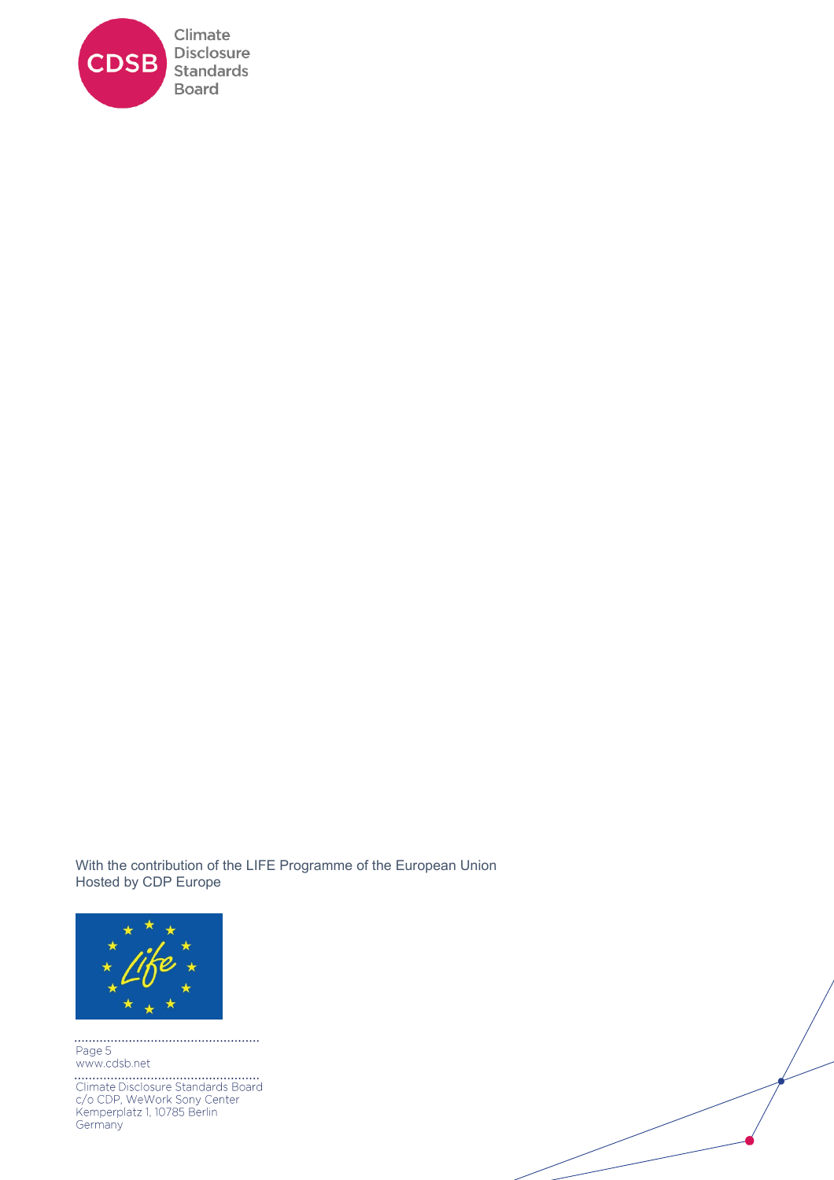With the contribution of the LIFE Programme of the European Union
Hosted by CDP Europe

www.cdsb.net

Climate Disclosure Standards Board
c/o CDP, WeWork Sony Center
Kemperplatz 1, 10785 Berlin
Germany